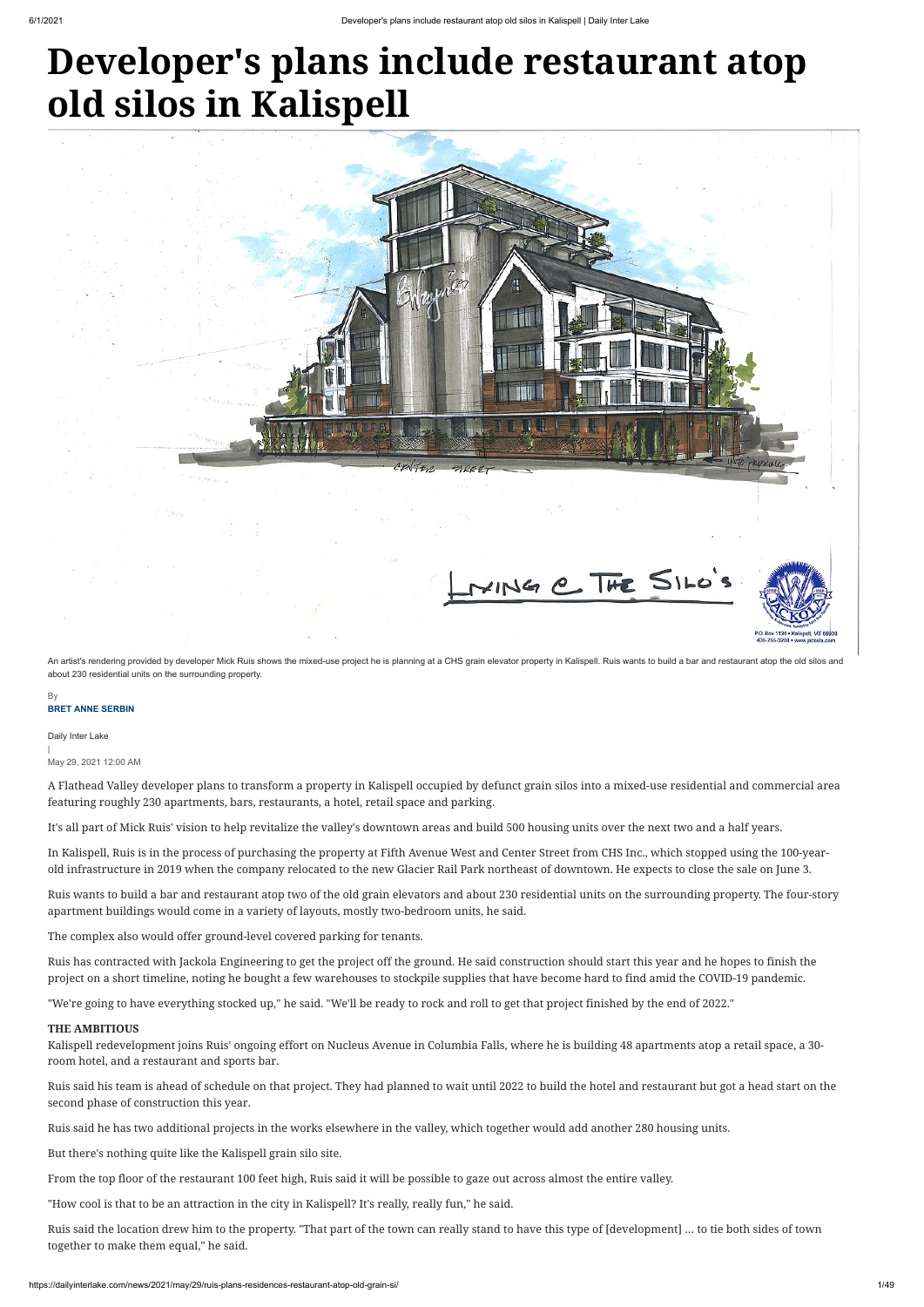# Developer's plans include restaurant atop old silos in Kalispell

An artist's rendering provided by developer Mick Ruis shows the mixed-use project he is planning at a CHS grain elevator property in Kalispell. Ruis wants to build a bar and restaurant atop the old silos and about 230 residential units on the surrounding property.

By
**BRET ANNE SERBIN**

Daily Inter Lake
|
May 29, 2021 12:00 AM

A Flathead Valley developer plans to transform a property in Kalispell occupied by defunct grain silos into a mixed-use residential and commercial area featuring roughly 230 apartments, bars, restaurants, a hotel, retail space and parking.

It's all part of Mick Ruis' vision to help revitalize the valley's downtown areas and build 500 housing units over the next two and a half years.

In Kalispell, Ruis is in the process of purchasing the property at Fifth Avenue West and Center Street from CHS Inc., which stopped using the 100-year-old infrastructure in 2019 when the company relocated to the new Glacier Rail Park northeast of downtown. He expects to close the sale on June 3.

Ruis wants to build a bar and restaurant atop two of the old grain elevators and about 230 residential units on the surrounding property. The four-story apartment buildings would come in a variety of layouts, mostly two-bedroom units, he said.

The complex also would offer ground-level covered parking for tenants.

Ruis has contracted with Jackola Engineering to get the project off the ground. He said construction should start this year and he hopes to finish the project on a short timeline, noting he bought a few warehouses to stockpile supplies that have become hard to find amid the COVID-19 pandemic.

"We're going to have everything stocked up," he said. "We'll be ready to rock and roll to get that project finished by the end of 2022."

**THE AMBITIOUS**

Kalispell redevelopment joins Ruis' ongoing effort on Nucleus Avenue in Columbia Falls, where he is building 48 apartments atop a retail space, a 30-room hotel, and a restaurant and sports bar.

Ruis said his team is ahead of schedule on that project. They had planned to wait until 2022 to build the hotel and restaurant but got a head start on the second phase of construction this year.

Ruis said he has two additional projects in the works elsewhere in the valley, which together would add another 280 housing units.

But there's nothing quite like the Kalispell grain silo site.

From the top floor of the restaurant 100 feet high, Ruis said it will be possible to gaze out across almost the entire valley.

"How cool is that to be an attraction in the city in Kalispell? It's really, really fun," he said.

Ruis said the location drew him to the property. "That part of the town can really stand to have this type of [development] … to tie both sides of town together to make them equal," he said.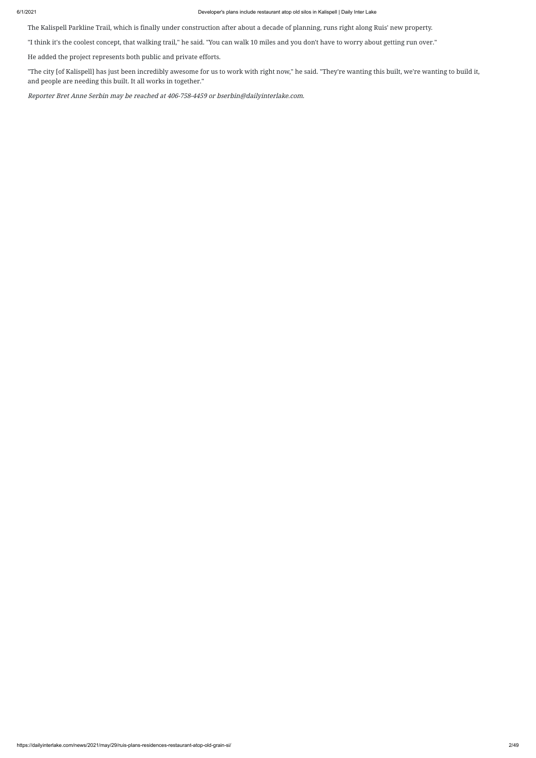The Kalispell Parkline Trail, which is finally under construction after about a decade of planning, runs right along Ruis' new property.

"I think it's the coolest concept, that walking trail," he said. "You can walk 10 miles and you don't have to worry about getting run over."

He added the project represents both public and private efforts.

"The city [of Kalispell] has just been incredibly awesome for us to work with right now," he said. "They're wanting this built, we're wanting to build it, and people are needing this built. It all works in together."

*Reporter Bret Anne Serbin may be reached at 406-758-4459 or bserbin@dailyinterlake.com.*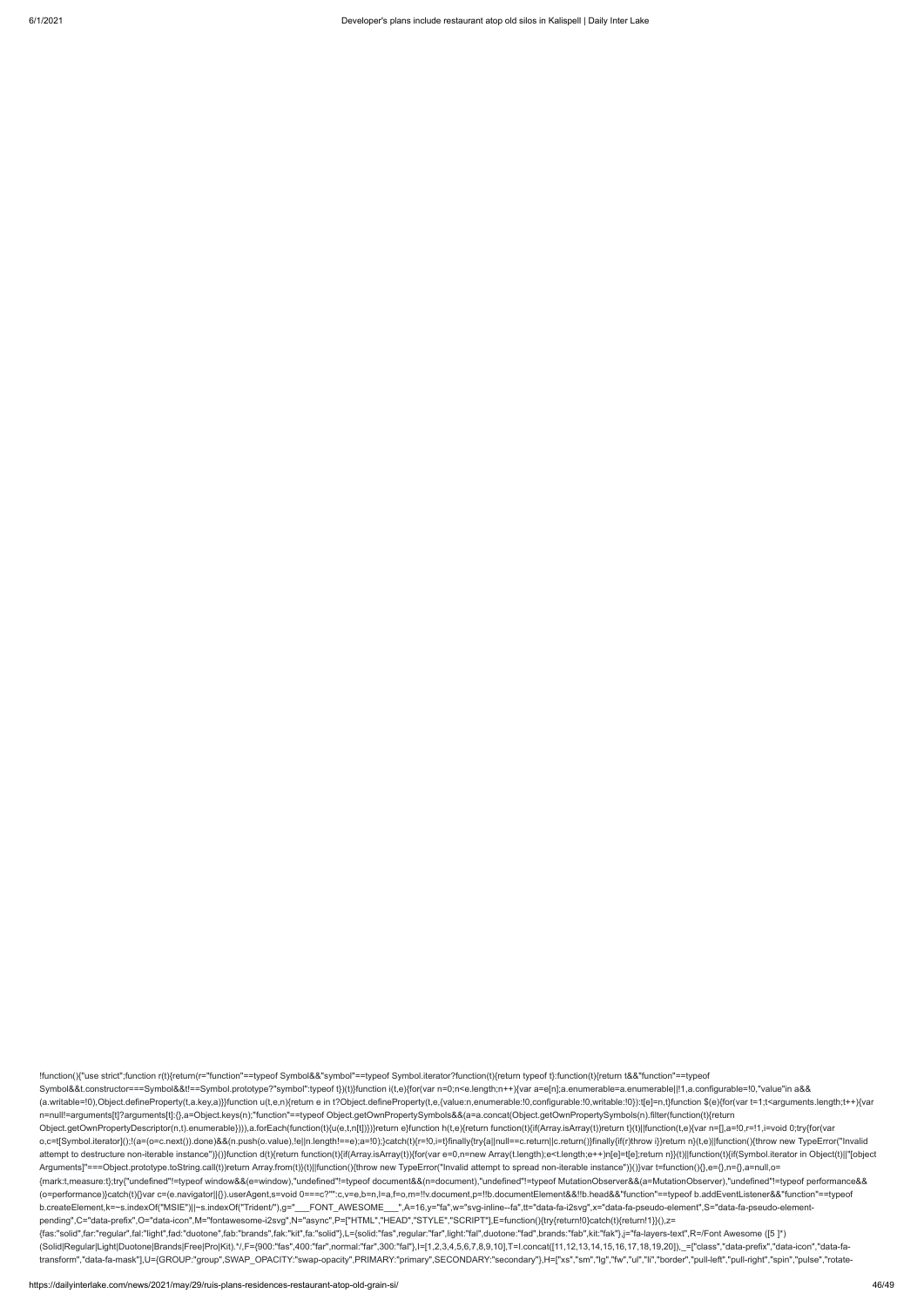```
!function(){"use strict";function r(t){return(r="function"==typeof Symbol&&"symbol"==typeof Symbol.iterator?function(t){return typeof t}:function(t){return t&&"function"==typeof Symbol&&t.constructor===Symbol&&t!==Symbol.prototype?"symbol":typeof t})(t)}function i(t,e){for(var n=0;n<e.length;n++){var a=e[n];a.enumerable=a.enumerable||!1,a.configurable=!0,"value"in a&&(a.writable=!0),Object.defineProperty(t,a.key,a)}}function u(t,e,n){return e in t?Object.defineProperty(t,e,{value:n,enumerable:!0,configurable:!0,writable:!0}):t[e]=n,t}function $(e){for(var t=1;t<arguments.length;t++){var n=null!=arguments[t]?arguments[t]:{},a=Object.keys(n);"function"==typeof Object.getOwnPropertySymbols&&(a=a.concat(Object.getOwnPropertySymbols(n).filter(function(t){return Object.getOwnPropertyDescriptor(n,t).enumerable}))),a.forEach(function(t){u(e,t,n[t])})}return e}function h(t,e){return function(t){if(Array.isArray(t))return t}(t)||function(t,e){var n=[],a=!0,r=!1,i=void 0;try{for(var o,c=t[Symbol.iterator]();!(a=(o=c.next()).done)&&(n.push(o.value),!e||n.length!==e);a=!0);}catch(t){r=!0,i=t}finally{try{a||null==c.return||c.return()}finally{if(r)throw i}}return n}(t,e)||function(){throw new TypeError("Invalid attempt to destructure non-iterable instance")}()}function d(t){return function(t){if(Array.isArray(t)){for(var e=0,n=new Array(t.length);e<t.length;e++)n[e]=t[e];return n}}(t)||function(t){if(Symbol.iterator in Object(t)||"[object Arguments]"===Object.prototype.toString.call(t))return Array.from(t)}(t)||function(){throw new TypeError("Invalid attempt to spread non-iterable instance")}()}var t=function(){},e={},n={},a=null,o={mark:t,measure:t};try{"undefined"!=typeof window&&(e=window),"undefined"!=typeof document&&(n=document),"undefined"!=typeof MutationObserver&&(a=MutationObserver),"undefined"!=typeof performance&&(o=performance)}catch(t){}var c=(e.navigator||{}).userAgent,s=void 0===c?"":c,v=e,b=n,l=a,f=o,m=!!v.document,p=!!b.documentElement&&!!b.head&&"function"==typeof b.addEventListener&&"function"==typeof b.createElement,k=~s.indexOf("MSIE")||~s.indexOf("Trident/"),g="___FONT_AWESOME___",A=16,y="fa",w="svg-inline--fa",tt="data-fa-i2svg",x="data-fa-pseudo-element",S="data-fa-pseudo-element-pending",C="data-prefix",O="data-icon",M="fontawesome-i2svg",N="async",P=["HTML","HEAD","STYLE","SCRIPT"],E=function(){try{return!0}catch(t){return!1}}(),z={fas:"solid",far:"regular",fal:"light",fad:"duotone",fab:"brands",fak:"kit",fa:"solid"},L={solid:"fas",regular:"far",light:"fal",duotone:"fad",brands:"fab",kit:"fak"},j="fa-layers-text",R=/Font Awesome ([5 ]*)(Solid|Regular|Light|Duotone|Brands|Free|Pro|Kit).*/,F={900:"fas",400:"far",normal:"far",300:"fal"},I=[1,2,3,4,5,6,7,8,9,10],T=I.concat([11,12,13,14,15,16,17,18,19,20]),_=["class","data-prefix","data-icon","data-fa-transform","data-fa-mask"],U={GROUP:"group",SWAP_OPACITY:"swap-opacity",PRIMARY:"primary",SECONDARY:"secondary"},H=["xs","sm","lg","fw","ul","li","border","pull-left","pull-right","spin","pulse","rotate-
```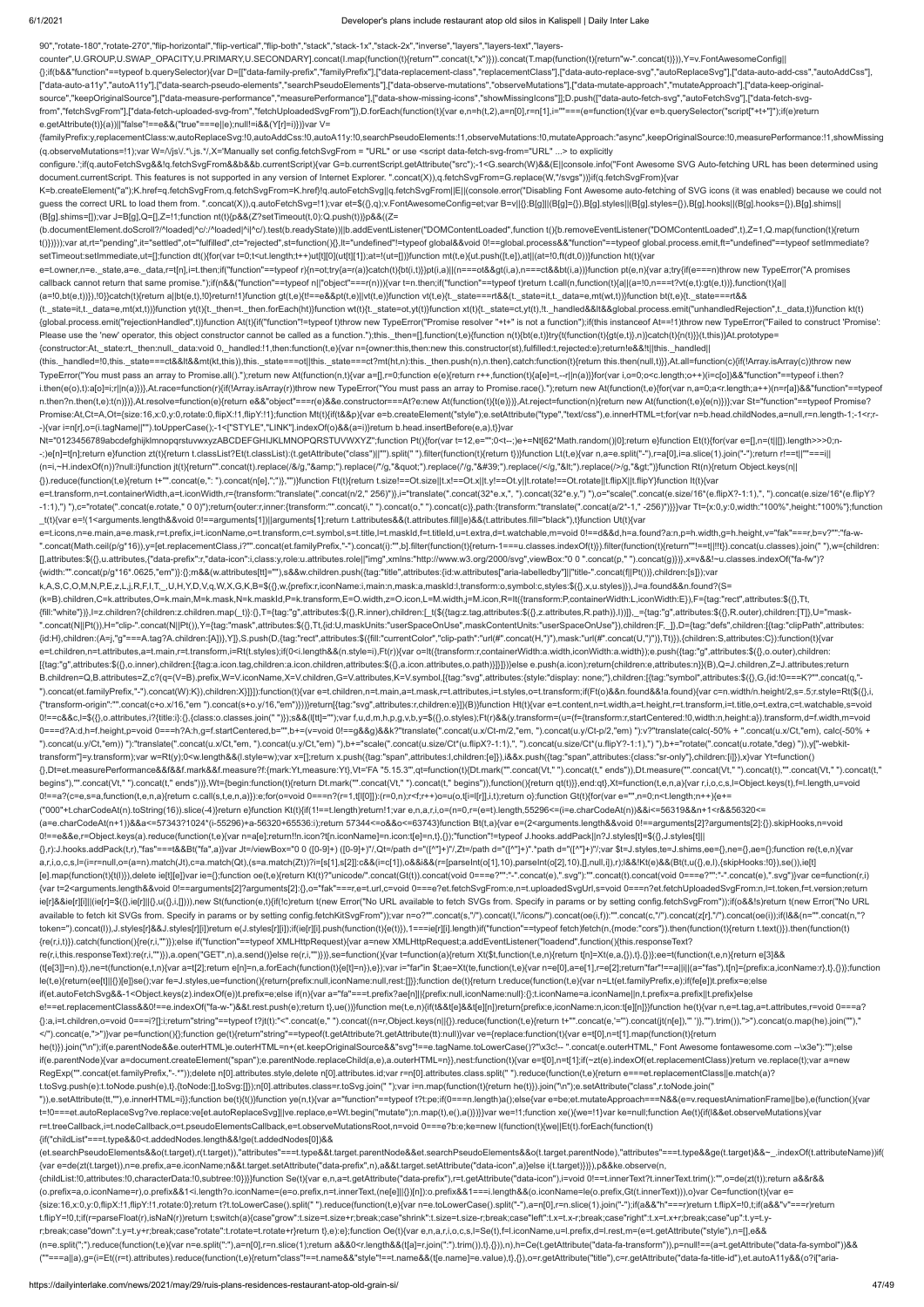```
90","rotate-180","rotate-270","flip-horizontal","flip-vertical","flip-both","stack","stack-1x","stack-2x","inverse","layers","layers-text","layers-counter",U.GROUP,U.SWAP_OPACITY,U.PRIMARY,U.SECONDARY].concat(I.map(function(t){return"".concat(t,"x")})).concat(T.map(function(t){return"w-".concat(t)})),Y=v.FontAwesomeConfig||{};if(b&&"function"==typeof b.querySelector){var D=[["data-family-prefix","familyPrefix"],["data-replacement-class","replacementClass"],["data-auto-replace-svg","autoReplaceSvg"],["data-auto-add-css","autoAddCss"],["data-auto-a11y","autoA11y"],["data-search-pseudo-elements","searchPseudoElements"],["data-observe-mutations","observeMutations"],["data-mutate-approach","mutateApproach"],["data-keep-original-source","keepOriginalSource"],["data-measure-performance","measurePerformance"],["data-show-missing-icons","showMissingIcons"]];D.push(["data-auto-fetch-svg","autoFetchSvg"],["data-fetch-svg-from","fetchSvgFrom"],["data-fetch-uploaded-svg-from","fetchUploadedSvgFrom"]),D.forEach(function(t){var e,n=h(t,2),a=n[0],r=n[1],i=""===(e=function(t){var e=b.querySelector("script["+t+"]");if(e)return e.getAttribute(t)}(a))||"false"!==e&&("true"===e||e);null!=i&&(Y[r]=i)})}var V=
{familyPrefix:y,replacementClass:w,autoReplaceSvg:!0,autoAddCss:!0,autoA11y:!0,searchPseudoElements:!1,observeMutations:!0,mutateApproach:"async",keepOriginalSource:!0,measurePerformance:!1,showMissing
(q.observeMutations=!1);var W=/\/js\/.*\.js.*/,X='Manually set config.fetchSvgFrom = "URL" or use <script data-fetch-svg-from="URL" ...> to explicitly
configure.';if(q.autoFetchSvg&&!q.fetchSvgFrom&&b&&b.currentScript){var G=b.currentScript.getAttribute("src");-1<G.search(W)&&(E||console.info("Font Awesome SVG Auto-fetching URL has been determined using
document.currentScript. This features is not supported in any version of Internet Explorer. ".concat(X)),q.fetchSvgFrom=G.replace(W,"/svgs"))}if(q.fetchSvgFrom){var
K=b.createElement("a");K.href=q.fetchSvgFrom,q.fetchSvgFrom=K.href}!q.autoFetchSvg||q.fetchSvgFrom||E||(console.error("Disabling Font Awesome auto-fetching of SVG icons (it was enabled) because we could not
guess the correct URL to load them from. ".concat(X)),q.autoFetchSvg=!1);var et=$({},q);v.FontAwesomeConfig=et;var B=v||{};B[g]||(B[g]={}),B[g].styles||(B[g].styles={}),B[g].hooks||(B[g].hooks={}),B[g].shims||
(B[g].shims=[]);var J=B[g],Q=[],Z=!1;function nt(t){p&&(Z?setTimeout(t,0):Q.push(t))}p&&((Z=
(b.documentElement.doScroll?/^loaded|^c/:/^loaded|^i|^c/).test(b.readyState))||b.addEventListener("DOMContentLoaded",function t(){b.removeEventListener("DOMContentLoaded",t),Z=1,Q.map(function(t){return
t()})}));var at,rt="pending",it="settled",ot="fulfilled",ct="rejected",st=function(){},lt="undefined"!=typeof global&&void 0!==global.process&&"function"==typeof global.process.emit,ft="undefined"==typeof setImmediate?
setTimeout:setImmediate,ut=[];function dt(){for(var t=0;t<ut.length;t++)ut[t][0](ut[t][1]);at=!(ut=[])}function mt(t,e){ut.push([t,e]),at||(at=!0,ft(dt,0))}function ht(t){var
e=t.owner,n=e._state,a=e._data,r=t[n],i=t.then;if("function"==typeof r){n=ot;try{a=r(a)}catch(t){bt(i,t)}}pt(i,a)||(n===ot&&gt(i,a),n===ct&&bt(i,a))}function pt(e,n){var a;try{if(e===n)throw new TypeError("A promises
callback cannot return that same promise.");if(n&&("function"==typeof n||"object"===r(n))){var t=n.then;if("function"==typeof t)return t.call(n,function(t){a||(a=!0,n===t?vt(e,t):gt(e,t))},function(t){a||
(a=!0,bt(e,t))}),!0}}catch(t){return a||bt(e,t),!0}return!1}function gt(t,e){t!==e&&pt(t,e)||vt(t,e)}function vt(t,e){t._state===rt&&(t._state=it,t._data=e,mt(wt,t))}function bt(t,e){t._state===rt&&
(t._state=it,t._data=e,mt(xt,t))}function yt(t){t._then=t._then.forEach(ht)}function wt(t){t._state=ot,yt(t)}function xt(t){t._state=ct,yt(t),!t._handled&&lt&&global.process.emit("unhandledRejection",t._data,t)}function kt(t)
{global.process.emit("rejectionHandled",t)}function At(t){if("function"!=typeof t)throw new TypeError("Promise resolver "+t+" is not a function");if(this instanceof At==!1)throw new TypeError("Failed to construct 'Promise':
Please use the 'new' operator, this object constructor cannot be called as a function.");this._then=[],function(t,e){function n(t){bt(e,t)}try{t(function(t){gt(e,t)},n)}catch(t){n(t)}}(t,this)}At.prototype=
{constructor:At,_state:rt,_then:null,_data:void 0,_handled:!1,then:function(t,e){var n={owner:this,then:new this.constructor(st),fulfilled:t,rejected:e};return!e&&!t||this._handled||
(this._handled=!0,this._state===ct&&lt&&mt(kt,this)),this._state===ot||this._state===ct?mt(ht,n):this._then.push(n),n.then},catch:function(t){return this.then(null,t)}},At.all=function(c){if(!Array.isArray(c))throw new
TypeError("You must pass an array to Promise.all().");return new At(function(n,t){var a=[],r=0;function e(e){return r++,function(t){a[e]=t,--r||n(a)}}for(var i,o=0;o<c.length;o++)(i=c[o])&&"function"==typeof i.then?
i.then(e(o),t):a[o]=i;r||n(a)})},At.race=function(r){if(!Array.isArray(r))throw new TypeError("You must pass an array to Promise.race().");return new At(function(t,e){for(var n,a=0;a<r.length;a++)(n=r[a])&&"function"==typeof
n.then?n.then(t,e):t(n)})},At.resolve=function(e){return e&&"object"===r(e)&&e.constructor===At?e:new At(function(t){t(e)})},At.reject=function(n){return new At(function(t,e){e(n)})};var St="function"==typeof Promise?
Promise:At,Ct=A,Ot={size:16,x:0,y:0,rotate:0,flipX:!1,flipY:!1};function Mt(t){if(t&&p){var e=b.createElement("style");e.setAttribute("type","text/css"),e.innerHTML=t;for(var n=b.head.childNodes,a=null,r=n.length-1;-1<r;r-
-){var i=n[r],o=(i.tagName||"").toUpperCase();-1<["STYLE","LINK"].indexOf(o)&&(a=i)}return b.head.insertBefore(e,a),t}}var
Nt="0123456789abcdefghijklmnopqrstuvwxyzABCDEFGHIJKLMNOPQRSTUVWXYZ";function Pt(){for(var t=12,e="";0<t--;)e+=Nt[62*Math.random()|0];return e}function Et(t){for(var e=[],n=(t||[]).length>>>0;n--
;)e[n]=t[n];return e}function zt(t){return t.classList?Et(t.classList):(t.getAttribute("class")||"").split(" ").filter(function(t){return t})}function Lt(t,e){var n,a=e.split("-"),r=a[0],i=a.slice(1).join("-");return r!==t||""===i||
(n=i,~H.indexOf(n))?null:i}function jt(t){return"".concat(t).replace(/&/g,"&amp;").replace(/"/g,"&quot;").replace(/'/g,"&#39;").replace(/</g,"&lt;").replace(/>/g,"&gt;")}function Rt(n){return Object.keys(n||
{}).reduce(function(t,e){return t+"".concat(e,": ").concat(n[e],";")},"")}function Ft(t){return t.size!==Ot.size||t.x!==Ot.x||t.y!==Ot.y||t.rotate!==Ot.rotate||t.flipX||t.flipY}function It(t){var
e=t.transform,n=t.containerWidth,a=t.iconWidth,r={transform:"translate(".concat(n/2," 256)")},i="translate(".concat(32*e.x,", ").concat(32*e.y,") "),o="scale(".concat(e.size/16*(e.flipX?-1:1),", ").concat(e.size/16*(e.flipY?
-1:1),") "),c="rotate(".concat(e.rotate," 0 0)");return{outer:r,inner:{transform:"".concat(i," ").concat(o," ").concat(c)},path:{transform:"translate(".concat(a/2*-1," -256)")}}}var Tt={x:0,y:0,width:"100%",height:"100%"};function
_t(t){var e=!(1<arguments.length&&void 0!==arguments[1])||arguments[1];return t.attributes&&(t.attributes.fill||e)&&(t.attributes.fill="black"),t}function Ut(t){var
e=t.icons,n=e.main,a=e.mask,r=t.prefix,i=t.iconName,o=t.transform,c=t.symbol,s=t.title,l=t.maskId,f=t.titleId,u=t.extra,d=t.watchable,m=void 0!==d&&d,h=a.found?a:n,p=h.width,g=h.height,v="fak"===r,b=v?"":"fa-w-
".concat(Math.ceil(p/g*16)),y=[et.replacementClass,i?"".concat(et.familyPrefix,"-").concat(i):"",b].filter(function(t){return-1===u.classes.indexOf(t)}).filter(function(t){return""!==t||!!t}).concat(u.classes).join(" "),w={children:
[],attributes:$({},u.attributes,{"data-prefix":r,"data-icon":i,class:y,role:u.attributes.role||"img",xmlns:"http://www.w3.org/2000/svg",viewBox:"0 0 ".concat(p," ").concat(g)})},x=v&&!~u.classes.indexOf("fa-fw")?
{width:"".concat(p/g*16*.0625,"em")}:{};m&&(w.attributes[tt]=""),s&&w.children.push({tag:"title",attributes:{id:w.attributes["aria-labelledby"]||"title-".concat(f||Pt())},children:[s]});var
k,A,S,C,O,M,N,P,E,z,L,j,R,F,I,T,_,U,H,Y,D,V,q,W,X,G,K,B=$({},w,{prefix:r,iconName:i,main:n,mask:a,maskId:l,transform:o,symbol:c,styles:$({},x,u.styles)}),J=a.found&&n.found?(S=
(k=B).children,C=k.attributes,O=k.main,M=k.mask,N=k.maskId,P=k.transform,E=O.width,z=O.icon,L=M.width,j=M.icon,R=It({transform:P,containerWidth:L,iconWidth:E}),F={tag:"rect",attributes:$({},Tt,
{fill:"white"})},I=z.children?{children:z.children.map(_t)}:{},T={tag:"g",attributes:$({},R.inner),children:[_t($({tag:z.tag,attributes:$({},z.attributes,R.path)},I))]},_={tag:"g",attributes:$({},R.outer),children:[T]},U="mask-
".concat(N||Pt()),H="clip-".concat(N||Pt()),Y={tag:"mask",attributes:$({},Tt,{id:U,maskUnits:"userSpaceOnUse",maskContentUnits:"userSpaceOnUse"}),children:[F,_]},D={tag:"defs",children:[{tag:"clipPath",attributes:
{id:H},children:(A=j,"g"===A.tag?A.children:[A])},Y]},S.push(D,{tag:"rect",attributes:$({fill:"currentColor","clip-path":"url(#".concat(H,")"),mask:"url(#".concat(U,")")},Tt)}),{children:S,attributes:C}):function(t){var
e=t.children,n=t.attributes,a=t.main,r=t.transform,i=Rt(t.styles);if(0<i.length&&(n.style=i),Ft(r)){var o=It({transform:r,containerWidth:a.width,iconWidth:a.width});e.push({tag:"g",attributes:$({},o.outer),children:
[{tag:"g",attributes:$({},o.inner),children:[{tag:a.icon.tag,children:a.icon.children,attributes:$({},a.icon.attributes,o.path)}]}]})}else e.push(a.icon);return{children:e,attributes:n}}(B),Q=J.children,Z=J.attributes;return
B.children=Q,B.attributes=Z,c?(q=(V=B).prefix,W=V.iconName,X=V.children,G=V.attributes,K=V.symbol,[{tag:"svg",attributes:{style:"display: none;"},children:[{tag:"symbol",attributes:$({},G,{id:!0===K?"".concat(q,"-
").concat(et.familyPrefix,"-").concat(W):K}),children:X}]}]):function(t){var e=t.children,n=t.main,a=t.mask,r=t.attributes,i=t.styles,o=t.transform;if(Ft(o)&&n.found&&!a.found){var c=n.width/n.height/2,s=.5;r.style=Rt($({},i,
{"transform-origin":"".concat(c+o.x/16,"em ").concat(s+o.y/16,"em")}))}return[{tag:"svg",attributes:r,children:e}]}(B)}function Ht(t){var e=t.content,n=t.width,a=t.height,r=t.transform,i=t.title,o=t.extra,c=t.watchable,s=void
0!==c&&c,l=$({},o.attributes,i?{title:i}:{},{class:o.classes.join(" ")});s&&(l[tt]="");var f,u,d,m,h,p,g,v,b,y=$({},o.styles);Ft(r)&&(y.transform=(u=(f={transform:r,startCentered:!0,width:n,height:a}).transform,d=f.width,m=void
0===d?A:d,h=f.height,p=void 0===h?A:h,g=f.startCentered,b="",b+=(v=void 0!==g&&g)&&k?"translate(".concat(u.x/Ct-m/2,"em, ").concat(u.y/Ct-p/2,"em) "):v?"translate(calc(-50% + ".concat(u.x/Ct,"em), calc(-50% +
").concat(u.y/Ct,"em)) "):"translate(".concat(u.x/Ct,"em, ").concat(u.y/Ct,"em) "),b+="scale(".concat(u.size/Ct*(u.flipX?-1:1),", ").concat(u.size/Ct*(u.flipY?-1:1),") "),b+="rotate(".concat(u.rotate,"deg) ")),y["-webkit-
transform"]=y.transform);var w=Rt(y);0<w.length&&(l.style=w);var x=[];return x.push({tag:"span",attributes:l,children:[e]}),i&&x.push({tag:"span",attributes:{class:"sr-only"},children:[i]}),x}var Yt=function()
{},Dt=et.measurePerformance&&f&&f.mark&&f.measure?f:{mark:Yt,measure:Yt},Vt='FA "5.15.3"',qt=function(t){Dt.mark("".concat(Vt," ").concat(t," ends")),Dt.measure("".concat(Vt," ").concat(t),"".concat(Vt," ").concat(t,"
begins"),"".concat(Vt," ").concat(t," ends"))},Wt={begin:function(t){return Dt.mark("".concat(Vt," ").concat(t," begins")),function(){return qt(t)}},end:qt},Xt=function(t,e,n,a){var r,i,o,c,s,l=Object.keys(t),f=l.length,u=void
0!==a?(c=e,s=a,function(t,e,n,a){return c.call(s,t,e,n,a)}):e;for(o=void 0===n?(r=1,t[l[0]]):(r=0,n);r<f;r++)o=u(o,t[i=l[r]],i,t);return o};function Gt(t){for(var e="",n=0;n<t.length;n++){e+=
("000"+t.charCodeAt(n).toString(16)).slice(-4)}return e}function Kt(t){if(1!==t.length)return!1;var e,n,a,r,i,o=(n=0,r=(e=t).length,55296<=(i=e.charCodeAt(n))&&i<=56319&&n+1<r&&56320<=
(a=e.charCodeAt(n+1))&&a<=57343?1024*(i-55296)+a-56320+65536:i);return 57344<=o&&o<=63743}function Bt(t,a){var e=(2<arguments.length&&void 0!==arguments[2]?arguments[2]:{}).skipHooks,n=void
0!==e&&e,r=Object.keys(a).reduce(function(t,e){var n=a[e];return!!n.icon?t[n.iconName]=n.icon:t[e]=n,t},{});"function"!=typeof J.hooks.addPack||n?J.styles[t]=$({},J.styles[t]||
{},r):J.hooks.addPack(t,r),"fas"===t&&Bt("fa",a)}var Jt=/viewBox="0 0 ([0-9]+) ([0-9]+)"/,Qt=/path d="([^"]+)"/,Zt=/path d="([^"]+)".*path d="([^"]+)"/;var $t=J.styles,te=J.shims,ee={},ne={},ae={};function re(t,e,n){var
a,r,i,o,c,s,l=(i=r=null,o=(a=n).match(Jt),c=a.match(Qt),(s=a.match(Zt))?i=[s[1],s[2]]:c&&(i=c[1]),o&&i&&(r=[parseInt(o[1],10),parseInt(o[2],10),[],null,i]),r);l&&!Kt(e)&&(Bt(t,u({},e,l),{skipHooks:!0}),se()),ie[t]
[e].map(function(t){t(l)}),delete ie[t][e]}var ie={};function oe(t,e){return Kt(t)?"unicode/".concat(Gt(t)).concat(void 0===e?"":"-".concat(e),".svg"):"".concat(t).concat(void 0===e?"":"-".concat(e),".svg")}var ce=function(r,i)
{var t=2<arguments.length&&void 0!==arguments[2]?arguments[2]:{},o="fak"===r,e=t.url,c=void 0===e?et.fetchSvgFrom:e,n=t.uploadedSvgUrl,s=void 0===n?et.fetchUploadedSvgFrom:n,l=t.token,f=t.version;return
ie[r]&&ie[r][i]||(ie[r]=$({},ie[r]||{},u({},i,[]))),new St(function(e,t){if(!c)return t(new Error("No URL available to fetch SVGs from. Specify in params or by setting config.fetchSvgFrom"));if(o&&!s)return t(new Error("No URL
available to fetch kit SVGs from. Specify in params or by setting config.fetchKitSvgFrom"));var n=o?"".concat(s,"/").concat(l,"/icons/").concat(oe(i,f)):"".concat(c,"/").concat(z[r],"/").concat(oe(i));if(l&&(n="".concat(n,"?
token=").concat(l)),J.styles[r]&&J.styles[r][i])return e(J.styles[r][i]);if(ie[r][i].push(function(t){e(t)}),1===ie[r][i].length)if("function"==typeof fetch)fetch(n,{mode:"cors"}).then(function(t){return t.text()}).then(function(t)
{re(r,i,t)}).catch(function(){re(r,i,"")});else if("function"==typeof XMLHttpRequest){var a=new XMLHttpRequest;a.addEventListener("loadend",function(){this.responseText?
re(r,i,this.responseText):re(r,i,"")}),a.open("GET",n),a.send()}else re(r,i,"")})},se=function(){var t=function(a){return Xt($t,function(t,e,n){return t[n]=Xt(e,a,{}),t},{})};ee=t(function(t,e,n){return e[3]&&
(t[e[3]]=n),t}),ne=t(function(e,t,n){var a=t[2];return e[n]=n,a.forEach(function(t){e[t]=n}),e});var i="far"in $t;ae=Xt(te,function(t,e){var n=e[0],a=e[1],r=e[2];return"far"!==a||i||(a="fas"),t[n]={prefix:a,iconName:r},t},{})};function
le(t,e){return(ee[t]||{})[e]}se();var fe=J.styles,ue=function(){return{prefix:null,iconName:null,rest:[]}};function de(t){return t.reduce(function(t,e){var n=Lt(et.familyPrefix,e);if(fe[e])t.prefix=e;else
if(et.autoFetchSvg&&-1<Object.keys(z).indexOf(e))t.prefix=e;else if(n){var a="fa"===t.prefix?ae[n]||{prefix:null,iconName:null}:{};t.iconName=a.iconName||n,t.prefix=a.prefix||t.prefix}else
e!==et.replacementClass&&0!==e.indexOf("fa-w-")&&t.rest.push(e);return t},ue())}function me(t,e,n){if(t&&t[e]&&t[e][n])return{prefix:e,iconName:n,icon:t[e][n]}}function he(t){var n,e=t.tag,a=t.attributes,r=void 0===a?
{}:a,i=t.children,o=void 0===i?[]:i;return"string"==typeof t?jt(t):"<".concat(e," ").concat((n=r,Object.keys(n||{}).reduce(function(t,e){return t+"".concat(e,'="').concat(jt(n[e]),'" ')},"").trim()),">").concat(o.map(he).join(""),"
</").concat(e,">")}var pe=function(){};function ge(t){return"string"==typeof(t.getAttribute?t.getAttribute(tt):null)}var ve={replace:function(t){var e=t[0],n=t[1].map(function(t){return
he(t)}).join("\n");if(e.parentNode&&e.outerHTML)e.outerHTML=n+(et.keepOriginalSource&&"svg"!==e.tagName.toLowerCase()?"\x3c!-- ".concat(e.outerHTML," Font Awesome fontawesome.com --\x3e"):"");else
if(e.parentNode){var a=document.createElement("span");e.parentNode.replaceChild(a,e),a.outerHTML=n}},nest:function(t){var e=t[0],n=t[1];if(~zt(e).indexOf(et.replacementClass))return ve.replace(t);var a=new
RegExp("".concat(et.familyPrefix,"-.*"));delete n[0].attributes.style,delete n[0].attributes.id;var r=n[0].attributes.class.split(" ").reduce(function(t,e){return e===et.replacementClass||e.match(a)?
t.toSvg.push(e):t.toNode.push(e),t},{toNode:[],toSvg:[]});n[0].attributes.class=r.toSvg.join(" ");var i=n.map(function(t){return he(t)}).join("\n");e.setAttribute("class",r.toNode.join("
")),e.setAttribute(tt,""),e.innerHTML=i}};function be(t){t()}function ye(n,t){var a="function"==typeof t?t:pe;if(0===n.length)a();else{var e=be;et.mutateApproach===N&&(e=v.requestAnimationFrame||be),e(function(){var
t=!0===et.autoReplaceSvg?ve.replace:ve[et.autoReplaceSvg]||ve.replace,e=Wt.begin("mutate");n.map(t),e(),a()})}}var we=!1;function xe(){we=!1}var ke=null;function Ae(t){if(l&&et.observeMutations){var
r=t.treeCallback,i=t.nodeCallback,o=t.pseudoElementsCallback,c=t.observeMutationsRoot,n=void 0===c?b:c;ke=new l(function(t){we||Et(t).forEach(function(t)
{if("childList"===t.type&&0<t.addedNodes.length&&!ge(t.addedNodes[0])&&
(et.searchPseudoElements&&o(t.target),r(t.target)),"attributes"===t.type&&t.target.parentNode&&et.searchPseudoElements&&o(t.target.parentNode),"attributes"===t.type&&ge(t.target)&&~_.indexOf(t.attributeName))if(
{var e=de(zt(t.target)),n=e.prefix,a=e.iconName;n&&t.target.setAttribute("data-prefix",n),a&&t.target.setAttribute("data-icon",a)}else i(t.target)})}),p&&ke.observe(n,
{childList:!0,attributes:!0,characterData:!0,subtree:!0})}}function Se(t){var e,n,a=t.getAttribute("data-prefix"),r=t.getAttribute("data-icon"),i=void 0!==t.innerText?t.innerText.trim():"",o=de(zt(t));return a&&r&&
(o.prefix=a,o.iconName=r),o.prefix&&1<i.length?o.iconName=(e=o.prefix,n=t.innerText,(ne[e]||{})[n]):o.prefix&&1===i.length&&(o.iconName=le(o.prefix,Gt(t.innerText))),o}var Ce=function(t){var e=
{size:16,x:0,y:0,flipX:!1,flipY:!1,rotate:0};return t?t.toLowerCase().split(" ").reduce(function(t,e){var n=e.toLowerCase().split("-"),a=n[0],r=n.slice(1).join("-");if(a&&"h"===r)return t.flipX=!0,t;if(a&&"v"===r)return
t.flipY=!0,t;if(r=parseFloat(r),isNaN(r))return t;switch(a){case"grow":t.size=t.size+r;break;case"shrink":t.size=t.size-r;break;case"left":t.x=t.x-r;break;case"right":t.x=t.x+r;break;case"up":t.y=t.y-
r;break;case"down":t.y=t.y+r;break;case"rotate":t.rotate=t.rotate+r}return t},e):e};function Oe(t){var e,n,a,r,i,o,c,s,l=Se(t),f=l.iconName,u=l.prefix,d=l.rest,m=(e=t.getAttribute("style"),n=[],e&&
(n=e.split(";").reduce(function(t,e){var n=e.split(":"),a=n[0],r=n.slice(1);return a&&0<r.length&&(t[a]=r.join(":").trim()),t},{})),n),h=Ce(t.getAttribute("data-fa-transform")),p=null!==(a=t.getAttribute("data-fa-symbol"))&&
(""===a||a),g=(i=Et((r=t).attributes).reduce(function(t,e){return"class"!==t.name&&"style"!==t.name&&(t[e.name]=e.value),t},{}),o=r.getAttribute("title"),c=r.getAttribute("data-fa-title-id"),et.autoA11y&&(o?i["aria-
```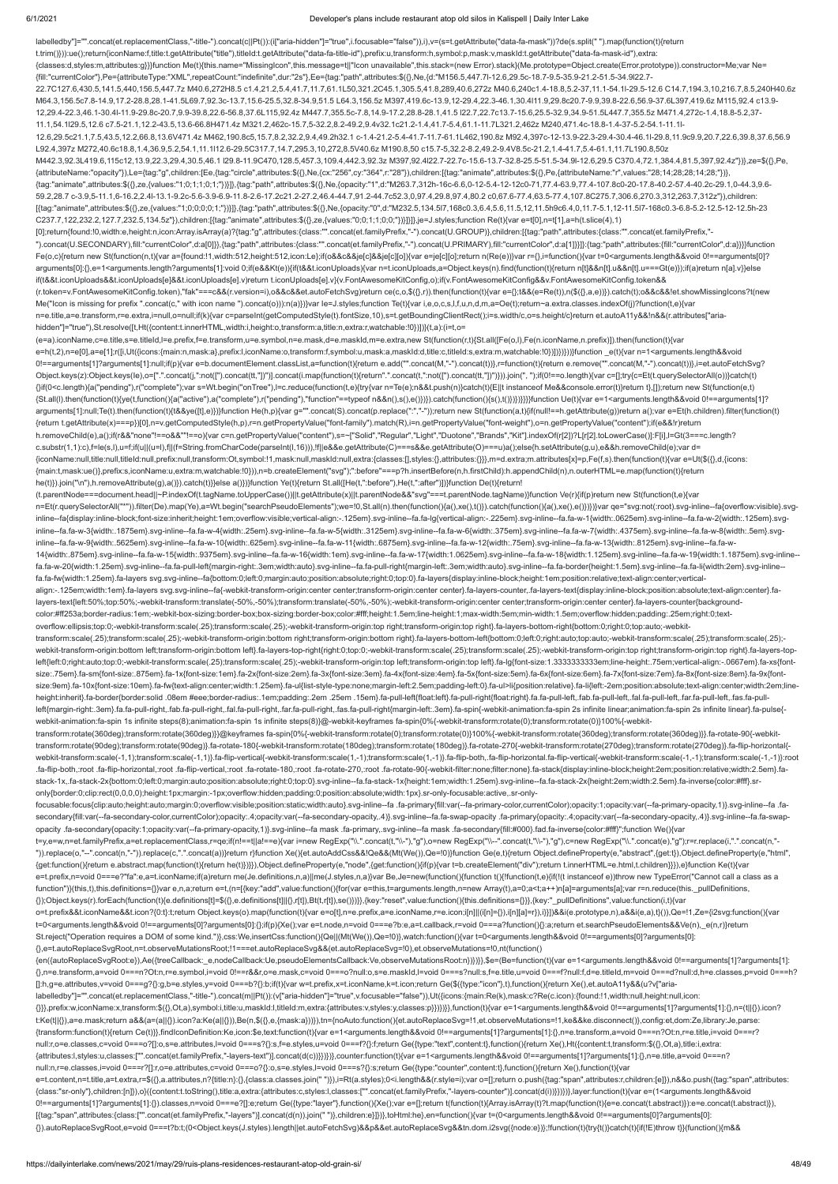```
labelledby"]="".concat(et.replacementClass,"-title-").concat(c||Pt()):(i["aria-hidden"]="true",i.focusable="false")),i),v=(s=t.getAttribute("data-fa-mask"))?de(s.split(" ").map(function(t){return t.trim()})):ue();return{iconName:f,title:t.getAttribute("title"),titleId:t.getAttribute("data-fa-title-id"),prefix:u,transform:h,symbol:p,mask:v,maskId:t.getAttribute("data-fa-mask-id"),extra:{classes:d,styles:m,attributes:g}}}function Me(t){this.name="MissingIcon",this.message=t||"Icon unavailable",this.stack=(new Error).stack}(Me.prototype=Object.create(Error.prototype)).constructor=Me;var Ne={fill:"currentColor"},Pe={attributeType:"XML",repeatCount:"indefinite",dur:"2s"},Ee={tag:"path",attributes:$({},Ne,{d:"M156.5,447.7l-12.6,29.5c-18.7-9.5-35.9-21.2-51.5-34.9l22.7-22.7C127.6,430.5,141.5,440,156.5,447.7z M40.6,272H8.5 c1.4,21.2,5.4,41.7,11.7,61.1L50,321.2C45.1,305.5,41.8,289,40.6,272z M40.6,240c1.4-18.8,5.2-37,11.1-54.1l-29.5-12.6 C14.7,194.3,10,216.7,8.5,240H40.6z M64.3,156.5c7.8-14.9,17.2-28.8,28.1-41.5L69.7,92.3c-13.7,15.6-25.5,32.8-34.9,51.5 L64.3,156.5z M397,419.6c-13.9,12-29.4,22.3-46.1,30.4l11.9,29.8c20.7-9.9,39.8-22.6,56.9-37.6L397,419.6z M115,92.4 c13.9-12,29.4-22.3,46.1-30.4l-11.9-29.8c-20.7,9.9-39.8,22.6-56.8,37.6L115,92.4z M447.7,355.5c-7.8,14.9-17.2,28.8-28.1,41.5 l22.7,22.7c13.7-15.6,25.5-32.9,34.9-51.5L447.7,355.5z M471.4,272c-1.4,18.8-5.2,37-11.1,54.1l29.5,12.6 c7.5-21.1,12.2-43.5,13.6-66.8H471.4z M321.2,462c-15.7,5-32.2,8.2-49.2,9.4v32.1c21.2-1.4,41.7-5.4,61.1-11.7L321.2,462z M240,471.4c-18.8-1.4-37-5.2-54.1-11.1l-12.6,29.5c21.1,7.5,43.5,12.2,66.8,13.6V471.4z M462,190.8c5,15.7,8.2,32.2,9.4,49.2h32.1 c-1.4-21.2-5.4-41.7-11.7-61.1L462,190.8z M92.4,397c-12-13.9-22.3-29.4-30.4-46.1l-29.8,11.9c9.9,20.7,22.6,39.8,37.6,56.9 L92.4,397z M272,40.6c18.8,1.4,36.9,5.2,54.1,11.1l12.6-29.5C317.7,14.7,295.3,10,272,8.5V40.6z M190.8,50 c15.7-5,32.2-8.2,49.2-9.4V8.5c-21.2,1.4-41.7,5.4-61.1,11.7L190.8,50z M442.3,92.3L419.6,115c12,13.9,22.3,29.4,30.5,46.1 l29.8-11.9C470,128.5,457.3,109.4,442.3,92.3z M397,92.4l22.7-22.7c-15.6-13.7-32.8-25.5-51.5-34.9l-12.6,29.5 C370.4,72.1,384.4,81.5,397,92.4z"}}),Le=$({},Pe,{attributeName:"opacity"}),Le={tag:"g",children:[Ee,{tag:"circle",attributes:$({},Ne,{cx:"256",cy:"364",r:"28"}),children:[{tag:"animate",attributes:$({},Pe,{attributeName:"r",values:"28;14;28;28;14;28;"})},{tag:"animate",attributes:$({},ze,{values:"1;0;1;1;0;1;"})}]},{tag:"path",attributes:$({},Ne,{opacity:"1",d:"M263.7,312h-16c-6.6,0-12-5.4-12-12c0-71,77.4-63.9,77.4-107.8c0-20-17.8-40.2-57.4-40.2c-29.1,0-44.3,9.6-59.2,28.7 c-3.9,5-11.1,6-16.2,2.4l-13.1-9.2c-5.6-3.9-6.9-11.8-2.6-17.2c21.2-27.2,46.4-44.7,91.2-44.7c52.3,0,97.4,29.8,97.4,80.2 c0,67.6-77.4,63.5-77.4,107.8C275.7,306.6,270.3,312,263.7,312z"}),children:[{tag:"animate",attributes:$({},ze,{values:"1;0;0;0;0;1;"})}]},{tag:"path",attributes:$({},Ne,{opacity:"0",d:"M232.5,134.5l7,168c0.3,6.4,5.6,11.5,12,11.5h9c6.4,0,11.7-5.1,12-11.5l7-168c0.3-6.8-5.2-12.5-12-12.5h-23 C237.7,122,232.2,127.7,232.5,134.5z"}),children:[{tag:"animate",attributes:$({},ze,{values:"0;0;1;1;0;0;"})}]}]},je=J.styles;function Re(t){var e=t[0],n=t[1],a=h(t.slice(4),1)[0];return{found:!0,width:e,height:n,icon:Array.isArray(a)?{tag:"g",attributes:{class:"".concat(et.familyPrefix,"-").concat(U.GROUP)},children:[{tag:"path",attributes:{class:"".concat(et.familyPrefix,"-").concat(U.SECONDARY),fill:"currentColor",d:a[0]}},{tag:"path",attributes:{class:"".concat(et.familyPrefix,"-").concat(U.PRIMARY),fill:"currentColor",d:a[1]}}]}:{tag:"path",attributes:{fill:"currentColor",d:a}}}}function Fe(o,c){return new St(function(n,t){var a={found:!1,width:512,height:512,icon:Le};if(o&&c&&je[c]&&je[c][o]){var e=je[c][o];return n(Re(e))}var r={},i=function(){var t=0<arguments.length&&void 0!==arguments[0]?arguments[0]:{},e=1<arguments.length?arguments[1]:void 0;if(e&&Kt(e)){if(t&&t.iconUploads){var n=t.iconUploads,a=Object.keys(n).find(function(t){return n[t]&&n[t].u&&n[t].u===Gt(e)});if(a)return n[a].v}}else if(t&&t.iconUploads&&t.iconUploads[e]&&t.iconUploads[e].v)return t.iconUploads[e].v}(v.FontAwesomeKitConfig,o);if(v.FontAwesomeKitConfig&&v.FontAwesomeKitConfig.token&&(r.token=v.FontAwesomeKitConfig.token),"fak"===c&&(r.version=i),o&&c&&et.autoFetchSvg)return ce(c,o,$({},r)).then(function(t){var e={};t&&(e=Re(t)),n($({},a,e))}).catch(t);o&&c&&!et.showMissingIcons?t(new Me("Icon is missing for prefix ".concat(c," with icon name ").concat(o))):n(a)})}var le=J.styles;function Te(t){var i,e,o,c,s,l,f,u,n,d,m,a=Oe(t);return~a.extra.classes.indexOf(j)?function(t,e){var n=e.title,a=e.transform,r=e.extra,i=null,o=null;if(k){var c=parseInt(getComputedStyle(t).fontSize,10),s=t.getBoundingClientRect();i=s.width/c,o=s.height/c}return et.autoA11y&&!n&&(r.attributes["aria-hidden"]="true"),St.resolve([t,Ht({content:t.innerHTML,width:i,height:o,transform:a,title:n,extra:r,watchable:!0})])}(t,a):(i=t,o=(e=a).iconName,c=e.title,s=e.titleId,l=e.prefix,f=e.transform,u=e.symbol,n=e.mask,d=e.maskId,m=e.extra,new St(function(r,t){St.all([Fe(o,l),Fe(n.iconName,n.prefix)]).then(function(t){var e=h(t,2),n=e[0],a=e[1];r([i,Ut({icons:{main:n,mask:a},prefix:l,iconName:o,transform:f,symbol:u,mask:a,maskId:d,title:c,titleId:s,extra:m,watchable:!0})])})}))}function _e(t){var n=1<arguments.length&&void 0!==arguments[1]?arguments[1]:null;if(p){var e=b.documentElement.classList,a=function(t){return e.add("".concat(M,"-").concat(t))},r=function(t){return e.remove("".concat(M,"-").concat(t))},i=et.autoFetchSvg?Object.keys(z):Object.keys(le),o=[".".concat(j,":not([").concat(tt,"])")].concat(i.map(function(t){return".".concat(t,":not([").concat(tt,"])")})).join(", ");if(0!==o.length){var c=[];try{c=Et(t.querySelectorAll(o))}catch(t){}if(0<c.length){a("pending"),r("complete");var s=Wt.begin("onTree"),l=c.reduce(function(t,e){try{var n=Te(e);n&&t.push(n)}catch(t){E||t instanceof Me&&console.error(t)}return t},[]);return new St(function(e,t){St.all(l).then(function(t){ye(t,function(){a("active"),a("complete"),r("pending"),"function"==typeof n&&n(),s(),e()})}).catch(function(){s(),t()})})}}}}function Ue(t){var e=1<arguments.length&&void 0!==arguments[1]?arguments[1]:null;Te(t).then(function(t){t&&ye([t],e)})}function He(h,p){var g="".concat(S).concat(p.replace(":","-"));return new St(function(a,t){if(null!==h.getAttribute(g))return a();var e=Et(h.children).filter(function(t){return t.getAttribute(x)===p})[0],n=v.getComputedStyle(h,p),r=n.getPropertyValue("font-family").match(R),i=n.getPropertyValue("font-weight"),o=n.getPropertyValue("content");if(e&&!r)return h.removeChild(e),a();if(r&&"none"!==o&&""!==o){var c=n.getPropertyValue("content"),s=~["Solid","Regular","Light","Duotone","Brands","Kit"].indexOf(r[2])?L[r[2].toLowerCase()]:F[i],l=Gt(3===c.length?c.substr(1,1):c),f=le(s,l),u=f;if(u||(u=l),f||(f=String.fromCharCode(parseInt(l,16))),!f||e&&e.getAttribute(C)===s&&e.getAttribute(O)===u)a();else{h.setAttribute(g,u),e&&h.removeChild(e);var d={iconName:null,title:null,titleId:null,prefix:null,transform:Ot,symbol:!1,mask:null,maskId:null,extra:{classes:[],styles:{},attributes:{}}},m=d.extra;m.attributes[x]=p,Fe(f,s).then(function(t){var e=Ut($({},d,{icons:{main:t,mask:ue()},prefix:s,iconName:u,extra:m,watchable:!0})),n=b.createElement("svg");":before"===p?h.insertBefore(n,h.firstChild):h.appendChild(n),n.outerHTML=e.map(function(t){return he(t)}).join("\n"),h.removeAttribute(g),a()}).catch(t)}}else a()})}function Ye(t){return St.all([He(t,":before"),He(t,":after")])}function De(t){return!(t.parentNode===document.head||~P.indexOf(t.tagName.toUpperCase())||t.getAttribute(x)||t.parentNode&&"svg"===t.parentNode.tagName)}function Ve(r){if(p)return new St(function(t,e){var n=Et(r.querySelectorAll("*")).filter(De).map(Ye),a=Wt.begin("searchPseudoElements");we=!0,St.all(n).then(function(){a(),xe(),t()}).catch(function(){a(),xe(),e()})})}var qe="svg:not(:root).svg-inline--fa{overflow:visible}.svg-inline--fa{display:inline-block;font-size:inherit;height:1em;overflow:visible;vertical-align:-.125em}.svg-inline--fa.fa-lg{vertical-align:-.225em}.svg-inline--fa.fa-w-1{width:.0625em}.svg-inline--fa.fa-w-2{width:.125em}.svg-inline--fa.fa-w-3{width:.1875em}.svg-inline--fa.fa-w-4{width:.25em}.svg-inline--fa.fa-w-5{width:.3125em}.svg-inline--fa.fa-w-6{width:.375em}.svg-inline--fa.fa-w-7{width:.4375em}.svg-inline--fa.fa-w-8{width:.5em}.svg-inline--fa.fa-w-9{width:.5625em}.svg-inline--fa.fa-w-10{width:.625em}.svg-inline--fa.fa-w-11{width:.6875em}.svg-inline--fa.fa-w-12{width:.75em}.svg-inline--fa.fa-w-13{width:.8125em}.svg-inline--fa.fa-w-14{width:.875em}.svg-inline--fa.fa-w-15{width:.9375em}.svg-inline--fa.fa-w-16{width:1em}.svg-inline--fa.fa-w-17{width:1.0625em}.svg-inline--fa.fa-w-18{width:1.125em}.svg-inline--fa.fa-w-19{width:1.1875em}.svg-inline--fa.fa-w-20{width:1.25em}.svg-inline--fa.fa-pull-left{margin-right:.3em;width:auto}.svg-inline--fa.fa-pull-right{margin-left:.3em;width:auto}.svg-inline--fa.fa-border{height:1.5em}.svg-inline--fa.fa-li{width:2em}.svg-inline--fa.fa-fw{width:1.25em}.fa-layers svg.svg-inline--fa{bottom:0;left:0;margin:auto;position:absolute;right:0;top:0}.fa-layers{display:inline-block;height:1em;position:relative;text-align:center;vertical-align:-.125em;width:1em}.fa-layers svg.svg-inline--fa{-webkit-transform-origin:center center;transform-origin:center center}.fa-layers-counter,.fa-layers-text{display:inline-block;position:absolute;text-align:center}.fa-layers-text{left:50%;top:50%;-webkit-transform:translate(-50%,-50%);transform:translate(-50%,-50%);-webkit-transform-origin:center center;transform-origin:center center}.fa-layers-counter{background-color:#ff253a;border-radius:1em;-webkit-box-sizing:border-box;box-sizing:border-box;color:#fff;height:1.5em;line-height:1;max-width:5em;min-width:1.5em;overflow:hidden;padding:.25em;right:0;text-overflow:ellipsis;top:0;-webkit-transform:scale(.25);transform:scale(.25);-webkit-transform-origin:top right;transform-origin:top right}.fa-layers-bottom-right{bottom:0;right:0;top:auto;-webkit-transform:scale(.25);transform:scale(.25);-webkit-transform-origin:bottom right;transform-origin:bottom right}.fa-layers-bottom-left{bottom:0;left:0;right:auto;top:auto;-webkit-transform:scale(.25);transform:scale(.25);-webkit-transform-origin:bottom left;transform-origin:bottom left}.fa-layers-top-right{right:0;top:0;-webkit-transform:scale(.25);transform:scale(.25);-webkit-transform-origin:top right;transform-origin:top right}.fa-layers-top-left{left:0;right:auto;top:0;-webkit-transform:scale(.25);transform:scale(.25);-webkit-transform-origin:top left;transform-origin:top left}.fa-lg{font-size:1.3333333333em;line-height:.75em;vertical-align:-.0667em}.fa-xs{font-size:.75em}.fa-sm{font-size:.875em}.fa-1x{font-size:1em}.fa-2x{font-size:2em}.fa-3x{font-size:3em}.fa-4x{font-size:4em}.fa-5x{font-size:5em}.fa-6x{font-size:6em}.fa-7x{font-size:7em}.fa-8x{font-size:8em}.fa-9x{font-size:9em}.fa-10x{font-size:10em}.fa-fw{text-align:center;width:1.25em}.fa-ul{list-style-type:none;margin-left:2.5em;padding-left:0}.fa-ul>li{position:relative}.fa-li{left:-2em;position:absolute;text-align:center;width:2em;line-height:inherit}.fa-border{border:solid .08em #eee;border-radius:.1em;padding:.2em .25em .15em}.fa-pull-left{float:left}.fa-pull-right{float:right}.fa.fa-pull-left,.fab.fa-pull-left,.fal.fa-pull-left,.far.fa-pull-left,.fas.fa-pull-left{margin-right:.3em}.fa.fa-pull-right,.fab.fa-pull-right,.fal.fa-pull-right,.far.fa-pull-right,.fas.fa-pull-right{margin-left:.3em}.fa-spin{-webkit-animation:fa-spin 2s infinite linear;animation:fa-spin 2s infinite linear}.fa-pulse{-webkit-animation:fa-spin 1s infinite steps(8);animation:fa-spin 1s infinite steps(8)}@-webkit-keyframes fa-spin{0%{-webkit-transform:rotate(0);transform:rotate(0)}100%{-webkit-transform:rotate(360deg);transform:rotate(360deg)}}@keyframes fa-spin{0%{-webkit-transform:rotate(0);transform:rotate(0)}100%{-webkit-transform:rotate(360deg);transform:rotate(360deg)}}.fa-rotate-90{-webkit-transform:rotate(90deg);transform:rotate(90deg)}.fa-rotate-180{-webkit-transform:rotate(180deg);transform:rotate(180deg)}.fa-rotate-270{-webkit-transform:rotate(270deg);transform:rotate(270deg)}.fa-flip-horizontal{-webkit-transform:scale(-1,1);transform:scale(-1,1)}.fa-flip-vertical{-webkit-transform:scale(1,-1);transform:scale(1,-1)}.fa-flip-both,.fa-flip-horizontal.fa-flip-vertical{-webkit-transform:scale(-1,-1);transform:scale(-1,-1)}:root .fa-flip-both,:root .fa-flip-horizontal,:root .fa-flip-vertical,:root .fa-rotate-180,:root .fa-rotate-270,:root .fa-rotate-90{-webkit-filter:none;filter:none}.fa-stack{display:inline-block;height:2em;position:relative;width:2.5em}.fa-stack-1x,.fa-stack-2x{bottom:0;left:0;margin:auto;position:absolute;right:0;top:0}.svg-inline--fa.fa-stack-1x{height:1em;width:1.25em}.svg-inline--fa.fa-stack-2x{height:2em;width:2.5em}.fa-inverse{color:#fff}.sr-only{border:0;clip:rect(0,0,0,0);height:1px;margin:-1px;overflow:hidden;padding:0;position:absolute;width:1px}.sr-only-focusable:active,.sr-only-focusable:focus{clip:auto;height:auto;margin:0;overflow:visible;position:static;width:auto}.svg-inline--fa .fa-primary{fill:var(--fa-primary-color,currentColor);opacity:1;opacity:var(--fa-primary-opacity,1)}.svg-inline--fa .fa-secondary{fill:var(--fa-secondary-color,currentColor);opacity:.4;opacity:var(--fa-secondary-opacity,.4)}.svg-inline--fa.fa-swap-opacity .fa-primary{opacity:.4;opacity:var(--fa-secondary-opacity,.4)}.svg-inline--fa.fa-swap-opacity .fa-secondary{opacity:1;opacity:var(--fa-primary-opacity,1)}.svg-inline--fa mask .fa-primary,.svg-inline--fa mask .fa-secondary{fill:#000}.fad.fa-inverse{color:#fff}";function We(){var t=y,e=w,n=et.familyPrefix,a=et.replacementClass,r=qe;if(n!==t||a!==e){var i=new RegExp("\\.".concat(t,"\\-"),"g"),o=new RegExp("\\--".concat(t,"\\-"),"g"),c=new RegExp("\\.".concat(e),"g");r=r.replace(i,".".concat(n,"-")).replace(o,"--".concat(n,"-")).replace(c,".".concat(a))}return r}function Xe(){et.autoAddCss&&!Qe&&(Mt(We()),Qe=!0)}function Ge(e,t){return Object.defineProperty(e,"abstract",{get:t}),Object.defineProperty(e,"html",{get:function(){return e.abstract.map(function(t){return he(t)})}}),Object.defineProperty(e,"node",{get:function(){if(p){var t=b.createElement("div");return t.innerHTML=e.html,t.children}}}),e}function Ke(t){var e=t.prefix,n=void 0===e?"fa":e,a=t.iconName;if(a)return me(Je.definitions,n,a)||me(J.styles,n,a)}var Be,Je=new(function(){function t(){!function(t,e){if(!(t instanceof e))throw new TypeError("Cannot call a class as a function")}(this,t),this.definitions={}}var e,n,a;return e=t,(n=[{key:"add",value:function(){for(var e=this,t=arguments.length,n=new Array(t),a=0;a<t;a++)n[a]=arguments[a];var r=n.reduce(this._pullDefinitions,{});Object.keys(r).forEach(function(t){e.definitions[t]=$({},e.definitions[t]||{},r[t]),Bt(t,r[t]),se()})}},{key:"reset",value:function(){this.definitions={}}},{key:"_pullDefinitions",value:function(i,t){var o=t.prefix&&t.iconName&&t.icon?{0:t}:t;return Object.keys(o).map(function(t){var e=o[t],n=e.prefix,a=e.iconName,r=e.icon;i[n]||(i[n]={}),i[n][a]=r}),i}}])&&i(e.prototype,n),a&&i(e,a),t}()),Qe=!1,Ze={i2svg:function(){var t=0<arguments.length&&void 0!==arguments[0]?arguments[0]:{};if(p){Xe();var e=t.node,n=void 0===e?b:e,a=t.callback,r=void 0===a?function(){}:a;return et.searchPseudoElements&&Ve(n),_e(n,r)}return St.reject("Operation requires a DOM of some kind.")},css:We,insertCss:function(){Qe||(Mt(We()),Qe=!0)},watch:function(){var t=0<arguments.length&&void 0!==arguments[0]?arguments[0]:{},e=t.autoReplaceSvgRoot,n=t.observeMutationsRoot;!1===et.autoReplaceSvg&&(et.autoReplaceSvg=!0),et.observeMutations=!0,nt(function(){en({autoReplaceSvgRoot:e}),Ae({treeCallback:_e,nodeCallback:Ue,pseudoElementsCallback:Ve,observeMutationsRoot:n})})}},$e=(Be=function(t){var e=1<arguments.length&&void 0!==arguments[1]?arguments[1]:{},n=e.transform,a=void 0===n?Ot:n,r=e.symbol,i=void 0!==r&&r,o=e.mask,c=void 0===o?null:o,s=e.maskId,l=void 0===s?null:s,f=e.title,u=void 0===f?null:f,d=e.titleId,m=void 0===d?null:d,h=e.classes,p=void 0===h?[]:h,g=e.attributes,v=void 0===g?{}:g,b=e.styles,y=void 0===b?{}:b;if(t){var w=t.prefix,x=t.iconName,k=t.icon;return Ge($({type:"icon"},t),function(){return Xe(),et.autoA11y&&(u?v["aria-labelledby"]="".concat(et.replacementClass,"-title-").concat(m||Pt()):(v["aria-hidden"]="true",v.focusable="false")),Ut({icons:{main:Re(k),mask:c?Re(c.icon):{found:!1,width:null,height:null,icon:{}}},prefix:w,iconName:x,transform:$({},Ot,a),symbol:i,title:u,maskId:l,titleId:m,extra:{attributes:v,styles:y,classes:p}})})}},function(t){var e=1<arguments.length&&void 0!==arguments[1]?arguments[1]:{},n=(t||{}).icon?t:Ke(t||{}),a=e.mask;return a&&(a=(a||{}).icon?a:Ke(a||{})),Be(n,$({},e,{mask:a}))}),tn={noAuto:function(){et.autoReplaceSvg=!1,et.observeMutations=!1,ke&&ke.disconnect()},config:et,dom:Ze,library:Je,parse:{transform:function(t){return Ce(t)}},findIconDefinition:Ke,icon:$e,text:function(t){var e=1<arguments.length&&void 0!==arguments[1]?arguments[1]:{},n=e.transform,a=void 0===n?Ot:n,r=e.title,i=void 0===r?null:r,o=e.classes,c=void 0===o?[]:o,s=e.attributes,l=void 0===s?{}:s,f=e.styles,u=void 0===f?{}:f;return Ge({type:"text",content:t},function(){return Xe(),Ht({content:t,transform:$({},Ot,a),title:i,extra:{attributes:l,styles:u,classes:["".concat(et.familyPrefix,"-layers-text")].concat(d(c))}})})},counter:function(t){var e=1<arguments.length&&void 0!==arguments[1]?arguments[1]:{},n=e.title,a=void 0===n?null:n,r=e.classes,i=void 0===r?[]:r,o=e.attributes,c=void 0===o?{}:o,s=e.styles,l=void 0===s?{}:s;return Ge({type:"counter",content:t},function(){return Xe(),function(t){var e=t.content,n=t.title,a=t.extra,r=$({},a.attributes,n?{title:n}:{},{class:a.classes.join(" ")}),i=Rt(a.styles);0<i.length&&(r.style=i);var o=[];return o.push({tag:"span",attributes:r,children:[e]}),n&&o.push({tag:"span",attributes:{class:"sr-only"},children:[n]}),o}({content:t.toString(),title:a,extra:{attributes:c,styles:l,classes:["".concat(et.familyPrefix,"-layers-counter")].concat(d(i))}})})},layer:function(t){var e=(1<arguments.length&&void 0!==arguments[1]?arguments[1]:{}).classes,n=void 0===e?[]:e;return Ge({type:"layer"},function(){Xe();var e=[];return t(function(t){Array.isArray(t)?t.map(function(t){e=e.concat(t.abstract)}):e=e.concat(t.abstract)}),[{tag:"span",attributes:{class:["".concat(et.familyPrefix,"-layers")].concat(d(n)).join(" ")},children:e}]})},toHtml:he},en=function(){var t=(0<arguments.length&&void 0!==arguments[0]?arguments[0]:{}).autoReplaceSvgRoot,e=void 0===t?b:t;(0<Object.keys(J.styles).length||et.autoFetchSvg)&&p&&et.autoReplaceSvg&&tn.dom.i2svg({node:e})};!function(t){try{t()}catch(t){if(!E)throw t}}(function(){m&&
```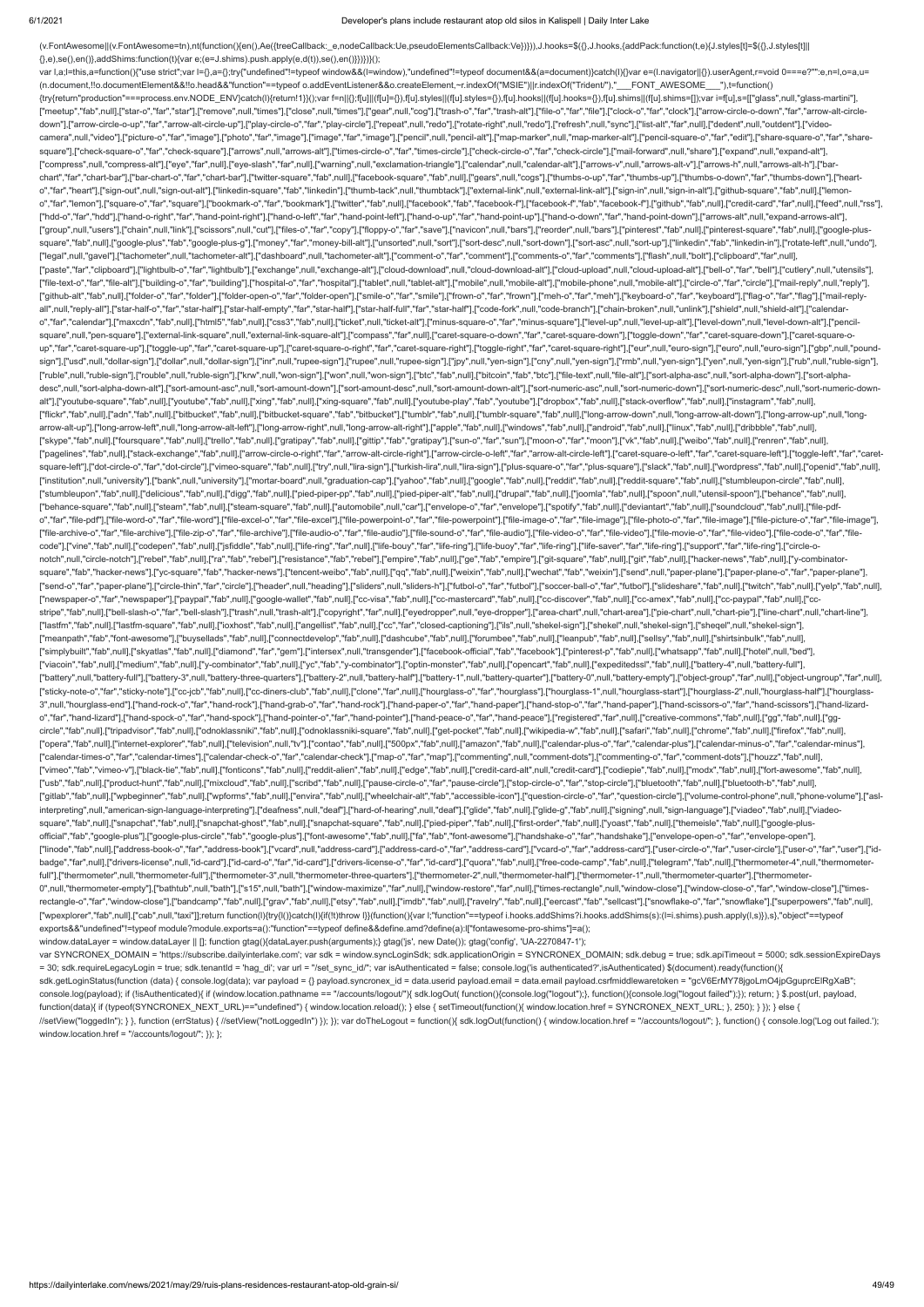```
(v.FontAwesome||(v.FontAwesome=tn),nt(function(){en(),Ae({treeCallback:_e,nodeCallback:Ue,pseudoElementsCallback:Ve})}),J.hooks=$({},J.hooks,{addPack:function(t,e){J.styles[t]=$({},J.styles[t]||{},e),se(),en()},addShims:function(t){var e;(e=J.shims).push.apply(e,d(t)),se(),en()}})}}();
var l,a;l=this,a=function(){"use strict";var l={},a={};try{"undefined"!=typeof window&&(l=window),"undefined"!=typeof document&&(a=document)}catch(l){}var e=(l.navigator||{}).userAgent,r=void 0===e?"":e,n=l,o=a,u=(n.document,!!o.documentElement&&!!o.head&&"function"==typeof o.addEventListener&&o.createElement,~r.indexOf("MSIE")||r.indexOf("Trident/"),"___FONT_AWESOME___"),t=function(){try{return"production"===process.env.NODE_ENV}catch(l){return!1}}();var f=n||{};f[u]||(f[u]={}),f[u].styles||(f[u].styles={}),f[u].hooks||(f[u].hooks={}),f[u].shims||(f[u].shims=[]);var i=f[u],s=[["glass",null,"glass-martini"],["meetup","fab",null],["star-o","far","star"],["remove",null,"times"],["close",null,"times"],["gear",null,"cog"],["trash-o","far","trash-alt"],["file-o","far","file"],["clock-o","far","clock"],["arrow-circle-o-down","far","arrow-alt-circle-down"],["arrow-circle-o-up","far","arrow-alt-circle-up"],["play-circle-o","far","play-circle"],["repeat",null,"redo"],["rotate-right",null,"redo"],["refresh",null,"sync"],["list-alt","far",null],["dedent",null,"outdent"],["video-camera",null,"video"],["picture-o","far","image"],["photo","far","image"],["image","far","image"],["pencil",null,"pencil-alt"],["map-marker",null,"map-marker-alt"],["pencil-square-o","far","edit"],["share-square-o","far","share-square"],["check-square-o","far","check-square"],["arrows",null,"arrows-alt"],["times-circle-o","far","times-circle"],["check-circle-o","far","check-circle"],["mail-forward",null,"share"],["expand",null,"expand-alt"],["compress",null,"compress-alt"],["eye","far",null],["eye-slash","far",null],["warning",null,"exclamation-triangle"],["calendar",null,"calendar-alt"],["arrows-v",null,"arrows-alt-v"],["arrows-h",null,"arrows-alt-h"],["bar-chart","far","chart-bar"],["bar-chart-o","far","chart-bar"],["twitter-square","fab",null],["facebook-square","fab",null],["gears",null,"cogs"],["thumbs-o-up","far","thumbs-up"],["thumbs-o-down","far","thumbs-down"],["heart-o","far","heart"],["sign-out",null,"sign-out-alt"],["linkedin-square","fab","linkedin"],["thumb-tack",null,"thumbtack"],["external-link",null,"external-link-alt"],["sign-in",null,"sign-in-alt"],["github-square","fab",null],["lemon-o","far","lemon"],["square-o","far","square"],["bookmark-o","far","bookmark"],["twitter","fab",null],["facebook","fab","facebook-f"],["facebook-f","fab","facebook-f"],["github","fab",null],["credit-card","far",null],["feed",null,"rss"],["hdd-o","far","hdd"],["hand-o-right","far","hand-point-right"],["hand-o-left","far","hand-point-left"],["hand-o-up","far","hand-point-up"],["hand-o-down","far","hand-point-down"],["arrows-alt",null,"expand-arrows-alt"],["group",null,"users"],["chain",null,"link"],["scissors",null,"cut"],["files-o","far","copy"],["floppy-o","far","save"],["navicon",null,"bars"],["reorder",null,"bars"],["pinterest","fab",null],["pinterest-square","fab",null],["google-plus-square","fab",null],["google-plus","fab","google-plus-g"],["money","far","money-bill-alt"],["unsorted",null,"sort"],["sort-desc",null,"sort-down"],["sort-asc",null,"sort-up"],["linkedin","fab","linkedin-in"],["rotate-left",null,"undo"],["legal",null,"gavel"],["tachometer",null,"tachometer-alt"],["dashboard",null,"tachometer-alt"],["comment-o","far","comment"],["comments-o","far","comments"],["flash",null,"bolt"],["clipboard","far",null],["paste","far","clipboard"],["lightbulb-o","far","lightbulb"],["exchange",null,"exchange-alt"],["cloud-download",null,"cloud-download-alt"],["cloud-upload",null,"cloud-upload-alt"],["bell-o","far","bell"],["cutlery",null,"utensils"],["file-text-o","far","file-alt"],["building-o","far","building"],["hospital-o","far","hospital"],["tablet",null,"tablet-alt"],["mobile",null,"mobile-alt"],["mobile-phone",null,"mobile-alt"],["circle-o","far","circle"],["mail-reply",null,"reply"],["github-alt","fab",null],["folder-o","far","folder"],["folder-open-o","far","folder-open"],["smile-o","far","smile"],["frown-o","far","frown"],["meh-o","far","meh"],["keyboard-o","far","keyboard"],["flag-o","far","flag"],["mail-reply-all",null,"reply-all"],["star-half-o","far","star-half"],["star-half-empty","far","star-half"],["star-half-full","far","star-half"],["code-fork",null,"code-branch"],["chain-broken",null,"unlink"],["shield",null,"shield-alt"],["calendar-o","far","calendar"],["maxcdn","fab",null],["html5","fab",null],["css3","fab",null],["ticket",null,"ticket-alt"],["minus-square-o","far","minus-square"],["level-up",null,"level-up-alt"],["level-down",null,"level-down-alt"],["pencil-square",null,"pen-square"],["external-link-square",null,"external-link-square-alt"],["compass","far",null],["caret-square-o-down","far","caret-square-down"],["toggle-down","far","caret-square-down"],["caret-square-o-up","far","caret-square-up"],["toggle-up","far","caret-square-up"],["caret-square-o-right","far","caret-square-right"],["toggle-right","far","caret-square-right"],["eur",null,"euro-sign"],["euro",null,"euro-sign"],["gbp",null,"pound-sign"],["usd",null,"dollar-sign"],["dollar",null,"dollar-sign"],["inr",null,"rupee-sign"],["rupee",null,"rupee-sign"],["jpy",null,"yen-sign"],["cny",null,"yen-sign"],["rmb",null,"yen-sign"],["yen",null,"yen-sign"],["rub",null,"ruble-sign"],["ruble",null,"ruble-sign"],["rouble",null,"ruble-sign"],["krw",null,"won-sign"],["won",null,"won-sign"],["btc","fab",null],["bitcoin","fab","btc"],["file-text",null,"file-alt"],["sort-alpha-asc",null,"sort-alpha-down"],["sort-alpha-desc",null,"sort-alpha-down-alt"],["sort-amount-asc",null,"sort-amount-down"],["sort-amount-desc",null,"sort-amount-down-alt"],["sort-numeric-asc",null,"sort-numeric-down"],["sort-numeric-desc",null,"sort-numeric-down-alt"],["youtube-square","fab",null],["youtube","fab",null],["xing","fab",null],["xing-square","fab",null],["youtube-play","fab","youtube"],["dropbox","fab",null],["stack-overflow","fab",null],["instagram","fab",null],["flickr","fab",null],["adn","fab",null],["bitbucket","fab",null],["bitbucket-square","fab","bitbucket"],["tumblr","fab",null],["tumblr-square","fab",null],["long-arrow-down",null,"long-arrow-alt-down"],["long-arrow-up",null,"long-arrow-alt-up"],["long-arrow-left",null,"long-arrow-alt-left"],["long-arrow-right",null,"long-arrow-alt-right"],["apple","fab",null],["windows","fab",null],["android","fab",null],["linux","fab",null],["dribbble","fab",null],["skype","fab",null],["foursquare","fab",null],["trello","fab",null],["gratipay","fab",null],["gittip","fab","gratipay"],["sun-o","far","sun"],["moon-o","far","moon"],["vk","fab",null],["weibo","fab",null],["renren","fab",null],["pagelines","fab",null],["stack-exchange","fab",null],["arrow-circle-o-right","far","arrow-alt-circle-right"],["arrow-circle-o-left","far","arrow-alt-circle-left"],["caret-square-o-left","far","caret-square-left"],["toggle-left","far","caret-square-left"],["dot-circle-o","far","dot-circle"],["vimeo-square","fab",null],["try",null,"lira-sign"],["turkish-lira",null,"lira-sign"],["plus-square-o","far","plus-square"],["slack","fab",null],["wordpress","fab",null],["openid","fab",null],["institution",null,"university"],["bank",null,"university"],["mortar-board",null,"graduation-cap"],["yahoo","fab",null],["google","fab",null],["reddit","fab",null],["reddit-square","fab",null],["stumbleupon-circle","fab",null],["stumbleupon","fab",null],["delicious","fab",null],["digg","fab",null],["pied-piper-pp","fab",null],["pied-piper-alt","fab",null],["drupal","fab",null],["joomla","fab",null],["spoon",null,"utensil-spoon"],["behance","fab",null],["behance-square","fab",null],["steam","fab",null],["steam-square","fab",null],["automobile",null,"car"],["envelope-o","far","envelope"],["spotify","fab",null],["deviantart","fab",null],["soundcloud","fab",null],["file-pdf-o","far","file-pdf"],["file-word-o","far","file-word"],["file-excel-o","far","file-excel"],["file-powerpoint-o","far","file-powerpoint"],["file-image-o","far","file-image"],["file-photo-o","far","file-image"],["file-picture-o","far","file-image"],["file-archive-o","far","file-archive"],["file-zip-o","far","file-archive"],["file-audio-o","far","file-audio"],["file-sound-o","far","file-audio"],["file-video-o","far","file-video"],["file-movie-o","far","file-video"],["file-code-o","far","file-code"],["vine","fab",null],["codepen","fab",null],["jsfiddle","fab",null],["life-ring","far",null],["life-bouy","far","life-ring"],["life-buoy","far","life-ring"],["life-saver","far","life-ring"],["support","far","life-ring"],["circle-o-notch",null,"circle-notch"],["rebel","fab",null],["ra","fab","rebel"],["resistance","fab","rebel"],["empire","fab",null],["ge","fab","empire"],["git-square","fab",null],["git","fab",null],["hacker-news","fab",null],["y-combinator-square","fab","hacker-news"],["yc-square","fab","hacker-news"],["tencent-weibo","fab",null],["qq","fab",null],["weixin","fab",null],["wechat","fab","weixin"],["send",null,"paper-plane"],["paper-plane-o","far","paper-plane"],["send-o","far","paper-plane"],["circle-thin","far","circle"],["header",null,"heading"],["sliders",null,"sliders-h"],["futbol-o","far","futbol"],["soccer-ball-o","far","futbol"],["slideshare","fab",null],["twitch","fab",null],["yelp","fab",null],["newspaper-o","far","newspaper"],["paypal","fab",null],["google-wallet","fab",null],["cc-visa","fab",null],["cc-mastercard","fab",null],["cc-discover","fab",null],["cc-amex","fab",null],["cc-paypal","fab",null],["cc-stripe","fab",null],["bell-slash-o","far","bell-slash"],["trash",null,"trash-alt"],["copyright","far",null],["eyedropper",null,"eye-dropper"],["area-chart",null,"chart-area"],["pie-chart",null,"chart-pie"],["line-chart",null,"chart-line"],["lastfm","fab",null],["lastfm-square","fab",null],["ioxhost","fab",null],["angellist","fab",null],["cc","far","closed-captioning"],["ils",null,"shekel-sign"],["shekel",null,"shekel-sign"],["sheqel",null,"shekel-sign"],["meanpath","fab","font-awesome"],["buysellads","fab",null],["connectdevelop","fab",null],["dashcube","fab",null],["forumbee","fab",null],["leanpub","fab",null],["sellsy","fab",null],["shirtsinbulk","fab",null],["simplybuilt","fab",null],["skyatlas","fab",null],["diamond","far","gem"],["intersex",null,"transgender"],["facebook-official","fab","facebook"],["pinterest-p","fab",null],["whatsapp","fab",null],["hotel",null,"bed"],["viacoin","fab",null],["medium","fab",null],["y-combinator","fab",null],["yc","fab","y-combinator"],["optin-monster","fab",null],["opencart","fab",null],["expeditedssl","fab",null],["battery-4",null,"battery-full"],["battery",null,"battery-full"],["battery-3",null,"battery-three-quarters"],["battery-2",null,"battery-half"],["battery-1",null,"battery-quarter"],["battery-0",null,"battery-empty"],["object-group","far",null],["object-ungroup","far",null],["sticky-note-o","far","sticky-note"],["cc-jcb","fab",null],["cc-diners-club","fab",null],["clone","far",null],["hourglass-o","far","hourglass"],["hourglass-1",null,"hourglass-start"],["hourglass-2",null,"hourglass-half"],["hourglass-3",null,"hourglass-end"],["hand-rock-o","far","hand-rock"],["hand-grab-o","far","hand-rock"],["hand-paper-o","far","hand-paper"],["hand-stop-o","far","hand-paper"],["hand-scissors-o","far","hand-scissors"],["hand-lizard-o","far","hand-lizard"],["hand-spock-o","far","hand-spock"],["hand-pointer-o","far","hand-pointer"],["hand-peace-o","far","hand-peace"],["registered","far",null],["creative-commons","fab",null],["gg","fab",null],["gg-circle","fab",null],["tripadvisor","fab",null],["odnoklassniki","fab",null],["odnoklassniki-square","fab",null],["get-pocket","fab",null],["wikipedia-w","fab",null],["safari","fab",null],["chrome","fab",null],["firefox","fab",null],["opera","fab",null],["internet-explorer","fab",null],["television",null,"tv"],["contao","fab",null],["500px","fab",null],["amazon","fab",null],["calendar-plus-o","far","calendar-plus"],["calendar-minus-o","far","calendar-minus"],["calendar-times-o","far","calendar-times"],["calendar-check-o","far","calendar-check"],["map-o","far","map"],["commenting",null,"comment-dots"],["commenting-o","far","comment-dots"],["houzz","fab",null],["vimeo","fab","vimeo-v"],["black-tie","fab",null],["fonticons","fab",null],["reddit-alien","fab",null],["edge","fab",null],["credit-card-alt",null,"credit-card"],["codiepie","fab",null],["modx","fab",null],["fort-awesome","fab",null],["usb","fab",null],["product-hunt","fab",null],["mixcloud","fab",null],["scribd","fab",null],["pause-circle-o","far","pause-circle"],["stop-circle-o","far","stop-circle"],["bluetooth","fab",null],["bluetooth-b","fab",null],["gitlab","fab",null],["wpbeginner","fab",null],["wpforms","fab",null],["envira","fab",null],["wheelchair-alt","fab","accessible-icon"],["question-circle-o","far","question-circle"],["volume-control-phone",null,"phone-volume"],["asl-interpreting",null,"american-sign-language-interpreting"],["deafness",null,"deaf"],["hard-of-hearing",null,"deaf"],["glide","fab",null],["glide-g","fab",null],["signing",null,"sign-language"],["viadeo","fab",null],["viadeo-square","fab",null],["snapchat","fab",null],["snapchat-ghost","fab",null],["snapchat-square","fab",null],["pied-piper","fab",null],["first-order","fab",null],["yoast","fab",null],["themeisle","fab",null],["google-plus-official","fab","google-plus"],["google-plus-circle","fab","google-plus"],["font-awesome","fab",null],["fa","fab","font-awesome"],["handshake-o","far","handshake"],["envelope-open-o","far","envelope-open"],["linode","fab",null],["address-book-o","far","address-book"],["vcard",null,"address-card"],["address-card-o","far","address-card"],["vcard-o","far","address-card"],["user-circle-o","far","user-circle"],["user-o","far","user"],["id-badge","far",null],["drivers-license",null,"id-card"],["id-card-o","far","id-card"],["drivers-license-o","far","id-card"],["quora","fab",null],["free-code-camp","fab",null],["telegram","fab",null],["thermometer-4",null,"thermometer-full"],["thermometer",null,"thermometer-full"],["thermometer-3",null,"thermometer-three-quarters"],["thermometer-2",null,"thermometer-half"],["thermometer-1",null,"thermometer-quarter"],["thermometer-0",null,"thermometer-empty"],["bathtub",null,"bath"],["s15",null,"bath"],["window-maximize","far",null],["window-restore","far",null],["times-rectangle",null,"window-close"],["window-close-o","far","window-close"],["times-rectangle-o","far","window-close"],["bandcamp","fab",null],["grav","fab",null],["etsy","fab",null],["imdb","fab",null],["ravelry","fab",null],["eercast","fab","sellcast"],["snowflake-o","far","snowflake"],["superpowers","fab",null],["wpexplorer","fab",null],["cab",null,"taxi"]];return function(l){try{l()}catch(l){if(!t)throw l}}(function(){var l;"function"==typeof i.hooks.addShims?i.hooks.addShims(s):(l=i.shims).push.apply(l,s)}),s},"object"==typeof exports&&"undefined"!=typeof module?module.exports=a():"function"==typeof define&&define.amd?define(a):l["fontawesome-pro-shims"]=a();
window.dataLayer = window.dataLayer || []; function gtag(){dataLayer.push(arguments);} gtag('js', new Date()); gtag('config', 'UA-2270847-1');
var SYNCRONEX_DOMAIN = 'https://subscribe.dailyinterlake.com'; var sdk = window.syncLoginSdk; sdk.applicationOrigin = SYNCRONEX_DOMAIN; sdk.debug = true; sdk.apiTimeout = 5000; sdk.sessionExpireDays = 30; sdk.requireLegacyLogin = true; sdk.tenantId = 'hag_di'; var url = "/set_sync_id/"; var isAuthenticated = false; console.log('is authenticated?',isAuthenticated) $(document).ready(function(){ sdk.getLoginStatus(function (data) { console.log(data); var payload = {} payload.syncronex_id = data.userid payload.email = data.email payload.csrfmiddlewaretoken = "gcV6ErMY78jgoLmO4jpGgupcrElRgXaB"; console.log(payload); if (!isAuthenticated){ if (window.location.pathname == "/accounts/logout/"){ sdk.logOut( function(){console.log("logout");}, function(){console.log("logout failed");}); return; } $.post(url, payload, function(data){ if (typeof(SYNCRONEX_NEXT_URL)=="undefined") { window.location.reload(); } else { setTimeout(function(){ window.location.href = SYNCRONEX_NEXT_URL; }, 250); } }); } else { //setView("loggedIn"); } }, function (errStatus) { //setView("notLoggedIn") }); }); var doTheLogout = function(){ sdk.logOut(function(){ window.location.href = "/accounts/logout/"; }, function() { console.log('Log out failed.'); window.location.href = "/accounts/logout/"; }); };
```